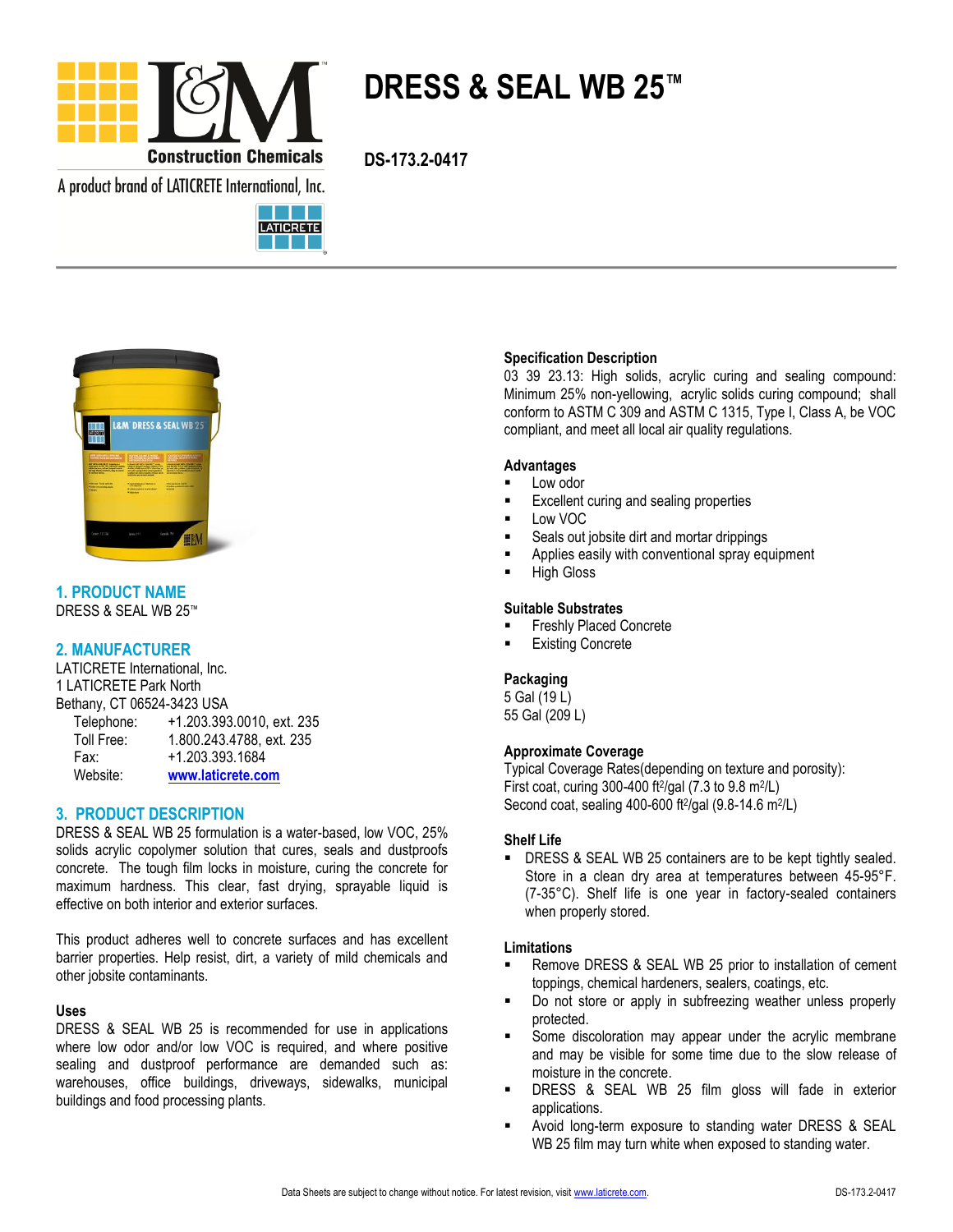# DRESS & SEAL WB 25™

**DS-173.2-0417**

## 1. PRODUCT NAME

DRESS & SEAL WB 25™

## 2. MANUFACTURER

LATICRETE International, Inc.
1 LATICRETE Park North
Bethany, CT 06524-3423 USA

| | |
|---|---|
| Telephone: | +1.203.393.0010, ext. 235 |
| Toll Free: | 1.800.243.4788, ext. 235 |
| Fax: | +1.203.393.1684 |
| Website: | www.laticrete.com |

## 3. PRODUCT DESCRIPTION

DRESS & SEAL WB 25 formulation is a water-based, low VOC, 25% solids acrylic copolymer solution that cures, seals and dustproofs concrete. The tough film locks in moisture, curing the concrete for maximum hardness. This clear, fast drying, sprayable liquid is effective on both interior and exterior surfaces.

This product adheres well to concrete surfaces and has excellent barrier properties. Help resist, dirt, a variety of mild chemicals and other jobsite contaminants.

### Uses

DRESS & SEAL WB 25 is recommended for use in applications where low odor and/or low VOC is required, and where positive sealing and dustproof performance are demanded such as: warehouses, office buildings, driveways, sidewalks, municipal buildings and food processing plants.

### Specification Description

03 39 23.13: High solids, acrylic curing and sealing compound: Minimum 25% non-yellowing, acrylic solids curing compound; shall conform to ASTM C 309 and ASTM C 1315, Type I, Class A, be VOC compliant, and meet all local air quality regulations.

### Advantages

- Low odor
- Excellent curing and sealing properties
- Low VOC
- Seals out jobsite dirt and mortar drippings
- Applies easily with conventional spray equipment
- High Gloss

### Suitable Substrates

- Freshly Placed Concrete
- Existing Concrete

### Packaging

5 Gal (19 L)
55 Gal (209 L)

### Approximate Coverage

Typical Coverage Rates(depending on texture and porosity):
First coat, curing 300-400 ft$^2$/gal (7.3 to 9.8 m$^2$/L)
Second coat, sealing 400-600 ft$^2$/gal (9.8-14.6 m$^2$/L)

### Shelf Life

- DRESS & SEAL WB 25 containers are to be kept tightly sealed. Store in a clean dry area at temperatures between 45-95°F. (7-35°C). Shelf life is one year in factory-sealed containers when properly stored.

### Limitations

- Remove DRESS & SEAL WB 25 prior to installation of cement toppings, chemical hardeners, sealers, coatings, etc.
- Do not store or apply in subfreezing weather unless properly protected.
- Some discoloration may appear under the acrylic membrane and may be visible for some time due to the slow release of moisture in the concrete.
- DRESS & SEAL WB 25 film gloss will fade in exterior applications.
- Avoid long-term exposure to standing water DRESS & SEAL WB 25 film may turn white when exposed to standing water.

Data Sheets are subject to change without notice. For latest revision, visit www.laticrete.com.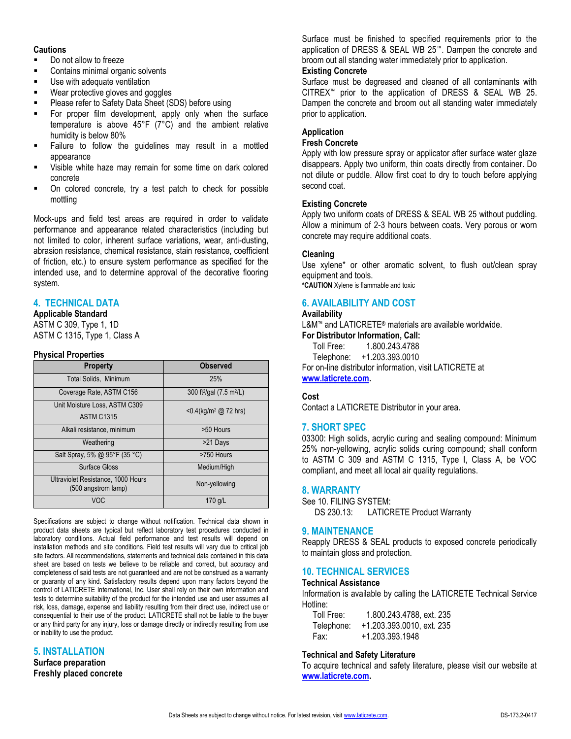### Cautions

- Do not allow to freeze
- Contains minimal organic solvents
- Use with adequate ventilation
- Wear protective gloves and goggles
- Please refer to Safety Data Sheet (SDS) before using
- For proper film development, apply only when the surface temperature is above 45°F (7°C) and the ambient relative humidity is below 80%
- Failure to follow the guidelines may result in a mottled appearance
- Visible white haze may remain for some time on dark colored concrete
- On colored concrete, try a test patch to check for possible mottling

Mock-ups and field test areas are required in order to validate performance and appearance related characteristics (including but not limited to color, inherent surface variations, wear, anti-dusting, abrasion resistance, chemical resistance, stain resistance, coefficient of friction, etc.) to ensure system performance as specified for the intended use, and to determine approval of the decorative flooring system.

## 4. TECHNICAL DATA

**Applicable Standard**

ASTM C 309, Type 1, 1D
ASTM C 1315, Type 1, Class A

**Physical Properties**

| Property | Observed |
|---|---|
| Total Solids, Minimum | 25% |
| Coverage Rate, ASTM C156 | 300 ft²/gal (7.5 m²/L) |
| Unit Moisture Loss, ASTM C309 ASTM C1315 | <0.4(kg/m² @ 72 hrs) |
| Alkali resistance, minimum | >50 Hours |
| Weathering | >21 Days |
| Salt Spray, 5% @ 95°F (35 °C) | >750 Hours |
| Surface Gloss | Medium/High |
| Ultraviolet Resistance, 1000 Hours (500 angstrom lamp) | Non-yellowing |
| VOC | 170 g/L |

Specifications are subject to change without notification. Technical data shown in product data sheets are typical but reflect laboratory test procedures conducted in laboratory conditions. Actual field performance and test results will depend on installation methods and site conditions. Field test results will vary due to critical job site factors. All recommendations, statements and technical data contained in this data sheet are based on tests we believe to be reliable and correct, but accuracy and completeness of said tests are not guaranteed and are not be construed as a warranty or guaranty of any kind. Satisfactory results depend upon many factors beyond the control of LATICRETE International, Inc. User shall rely on their own information and tests to determine suitability of the product for the intended use and user assumes all risk, loss, damage, expense and liability resulting from their direct use, indirect use or consequential to their use of the product. LATICRETE shall not be liable to the buyer or any third party for any injury, loss or damage directly or indirectly resulting from use or inability to use the product.

## 5. INSTALLATION

**Surface preparation**

**Freshly placed concrete**

Surface must be finished to specified requirements prior to the application of DRESS & SEAL WB 25™. Dampen the concrete and broom out all standing water immediately prior to application.

**Existing Concrete**

Surface must be degreased and cleaned of all contaminants with CITREX™ prior to the application of DRESS & SEAL WB 25. Dampen the concrete and broom out all standing water immediately prior to application.

**Application**

**Fresh Concrete**

Apply with low pressure spray or applicator after surface water glaze disappears. Apply two uniform, thin coats directly from container. Do not dilute or puddle. Allow first coat to dry to touch before applying second coat.

**Existing Concrete**

Apply two uniform coats of DRESS & SEAL WB 25 without puddling. Allow a minimum of 2-3 hours between coats. Very porous or worn concrete may require additional coats.

**Cleaning**

Use xylene* or other aromatic solvent, to flush out/clean spray equipment and tools.

***CAUTION** Xylene is flammable and toxic

## 6. AVAILABILITY AND COST

**Availability**

L&M™ and LATICRETE® materials are available worldwide.

**For Distributor Information, Call:**

Toll Free: 1.800.243.4788
Telephone: +1.203.393.0010

For on-line distributor information, visit LATICRETE at **www.laticrete.com.**

**Cost**

Contact a LATICRETE Distributor in your area.

## 7. SHORT SPEC

03300: High solids, acrylic curing and sealing compound: Minimum 25% non-yellowing, acrylic solids curing compound; shall conform to ASTM C 309 and ASTM C 1315, Type I, Class A, be VOC compliant, and meet all local air quality regulations.

## 8. WARRANTY

See 10. FILING SYSTEM:

DS 230.13: LATICRETE Product Warranty

## 9. MAINTENANCE

Reapply DRESS & SEAL products to exposed concrete periodically to maintain gloss and protection.

## 10. TECHNICAL SERVICES

**Technical Assistance**

Information is available by calling the LATICRETE Technical Service Hotline:

Toll Free: 1.800.243.4788, ext. 235
Telephone: +1.203.393.0010, ext. 235
Fax: +1.203.393.1948

**Technical and Safety Literature**

To acquire technical and safety literature, please visit our website at **www.laticrete.com.**

Data Sheets are subject to change without notice. For latest revision, visit www.laticrete.com. DS-173.2-0417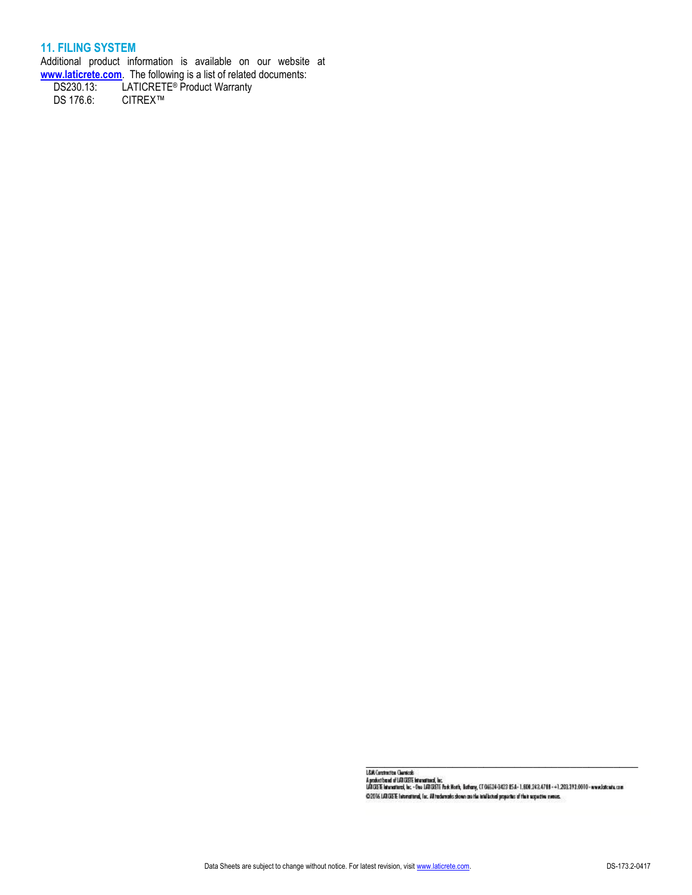## 11. FILING SYSTEM

Additional product information is available on our website at **www.laticrete.com**. The following is a list of related documents:

| | |
|---|---|
| DS230.13: | LATICRETE® Product Warranty |
| DS 176.6: | CITREX™ |

L&M Construction Chemicals
A product brand of LATICRETE International, Inc.
LATICRETE International, Inc. • One LATICRETE Park North, Bethany, CT 06524-3423 USA • 1.800.243.4788 • +1.203.393.0010 • www.laticrete.com
©2016 LATICRETE International, Inc. All trademarks shown are the intellectual properties of their respective owners.

Data Sheets are subject to change without notice. For latest revision, visit www.laticrete.com.

DS-173.2-0417